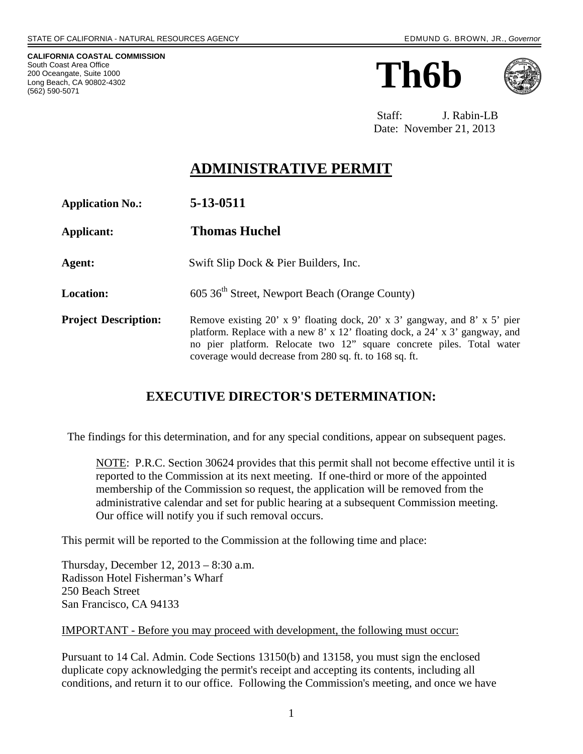STATE OF CALIFORNIA - NATURAL RESOURCES AGENCY — EDMUND G. BROWN, JR., *Governor*

**CALIFORNIA COASTAL COMMISSION**
South Coast Area Office
200 Oceangate, Suite 1000
Long Beach, CA 90802-4302
(562) 590-5071

# Th6b

Staff: J. Rabin-LB
Date: November 21, 2013

## ADMINISTRATIVE PERMIT

**Application No.:** **5-13-0511**

**Applicant:** **Thomas Huchel**

**Agent:** Swift Slip Dock & Pier Builders, Inc.

**Location:** 605 36th Street, Newport Beach (Orange County)

**Project Description:** Remove existing 20' x 9' floating dock, 20' x 3' gangway, and 8' x 5' pier platform. Replace with a new 8' x 12' floating dock, a 24' x 3' gangway, and no pier platform. Relocate two 12" square concrete piles. Total water coverage would decrease from 280 sq. ft. to 168 sq. ft.

## EXECUTIVE DIRECTOR'S DETERMINATION:

The findings for this determination, and for any special conditions, appear on subsequent pages.

NOTE: P.R.C. Section 30624 provides that this permit shall not become effective until it is reported to the Commission at its next meeting. If one-third or more of the appointed membership of the Commission so request, the application will be removed from the administrative calendar and set for public hearing at a subsequent Commission meeting. Our office will notify you if such removal occurs.

This permit will be reported to the Commission at the following time and place:

Thursday, December 12, 2013 – 8:30 a.m.
Radisson Hotel Fisherman's Wharf
250 Beach Street
San Francisco, CA 94133

IMPORTANT - Before you may proceed with development, the following must occur:

Pursuant to 14 Cal. Admin. Code Sections 13150(b) and 13158, you must sign the enclosed duplicate copy acknowledging the permit's receipt and accepting its contents, including all conditions, and return it to our office. Following the Commission's meeting, and once we have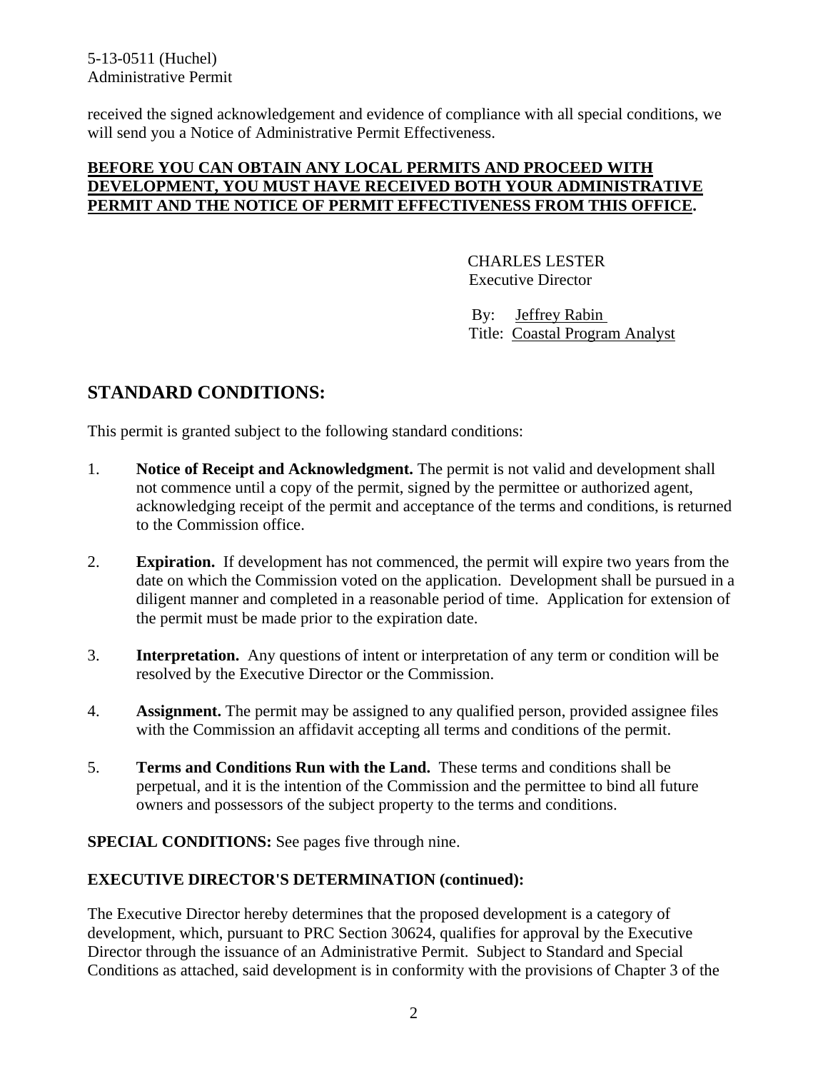received the signed acknowledgement and evidence of compliance with all special conditions, we will send you a Notice of Administrative Permit Effectiveness.

**BEFORE YOU CAN OBTAIN ANY LOCAL PERMITS AND PROCEED WITH DEVELOPMENT, YOU MUST HAVE RECEIVED BOTH YOUR ADMINISTRATIVE PERMIT AND THE NOTICE OF PERMIT EFFECTIVENESS FROM THIS OFFICE.**

CHARLES LESTER
Executive Director

By: Jeffrey Rabin
Title: Coastal Program Analyst

## STANDARD CONDITIONS:

This permit is granted subject to the following standard conditions:

1. **Notice of Receipt and Acknowledgment.** The permit is not valid and development shall not commence until a copy of the permit, signed by the permittee or authorized agent, acknowledging receipt of the permit and acceptance of the terms and conditions, is returned to the Commission office.

2. **Expiration.** If development has not commenced, the permit will expire two years from the date on which the Commission voted on the application. Development shall be pursued in a diligent manner and completed in a reasonable period of time. Application for extension of the permit must be made prior to the expiration date.

3. **Interpretation.** Any questions of intent or interpretation of any term or condition will be resolved by the Executive Director or the Commission.

4. **Assignment.** The permit may be assigned to any qualified person, provided assignee files with the Commission an affidavit accepting all terms and conditions of the permit.

5. **Terms and Conditions Run with the Land.** These terms and conditions shall be perpetual, and it is the intention of the Commission and the permittee to bind all future owners and possessors of the subject property to the terms and conditions.

**SPECIAL CONDITIONS:** See pages five through nine.

**EXECUTIVE DIRECTOR'S DETERMINATION (continued):**

The Executive Director hereby determines that the proposed development is a category of development, which, pursuant to PRC Section 30624, qualifies for approval by the Executive Director through the issuance of an Administrative Permit. Subject to Standard and Special Conditions as attached, said development is in conformity with the provisions of Chapter 3 of the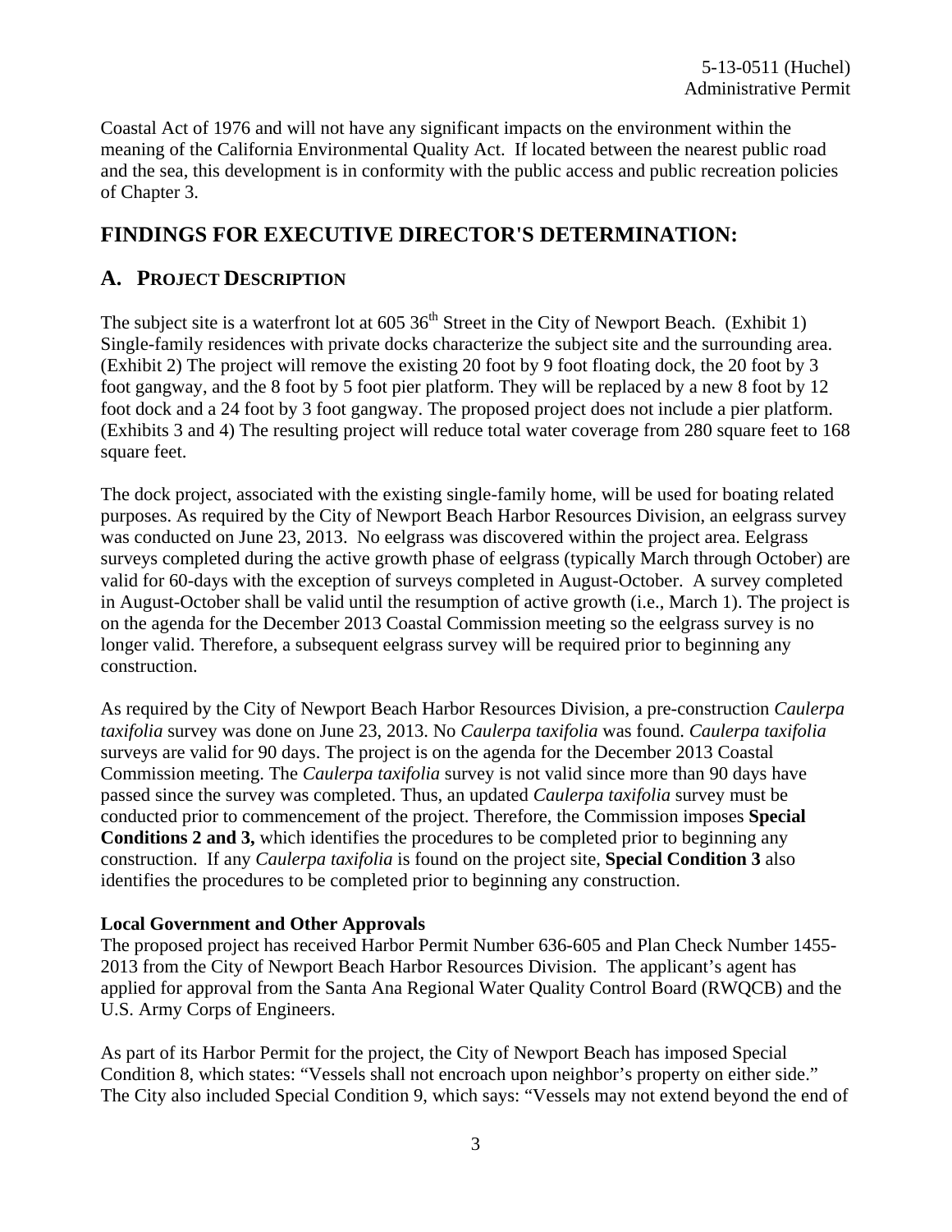Coastal Act of 1976 and will not have any significant impacts on the environment within the meaning of the California Environmental Quality Act. If located between the nearest public road and the sea, this development is in conformity with the public access and public recreation policies of Chapter 3.

# FINDINGS FOR EXECUTIVE DIRECTOR'S DETERMINATION:

## A. PROJECT DESCRIPTION

The subject site is a waterfront lot at 605 36th Street in the City of Newport Beach. (Exhibit 1) Single-family residences with private docks characterize the subject site and the surrounding area. (Exhibit 2) The project will remove the existing 20 foot by 9 foot floating dock, the 20 foot by 3 foot gangway, and the 8 foot by 5 foot pier platform. They will be replaced by a new 8 foot by 12 foot dock and a 24 foot by 3 foot gangway. The proposed project does not include a pier platform. (Exhibits 3 and 4) The resulting project will reduce total water coverage from 280 square feet to 168 square feet.

The dock project, associated with the existing single-family home, will be used for boating related purposes. As required by the City of Newport Beach Harbor Resources Division, an eelgrass survey was conducted on June 23, 2013. No eelgrass was discovered within the project area. Eelgrass surveys completed during the active growth phase of eelgrass (typically March through October) are valid for 60-days with the exception of surveys completed in August-October. A survey completed in August-October shall be valid until the resumption of active growth (i.e., March 1). The project is on the agenda for the December 2013 Coastal Commission meeting so the eelgrass survey is no longer valid. Therefore, a subsequent eelgrass survey will be required prior to beginning any construction.

As required by the City of Newport Beach Harbor Resources Division, a pre-construction *Caulerpa taxifolia* survey was done on June 23, 2013. No *Caulerpa taxifolia* was found. *Caulerpa taxifolia* surveys are valid for 90 days. The project is on the agenda for the December 2013 Coastal Commission meeting. The *Caulerpa taxifolia* survey is not valid since more than 90 days have passed since the survey was completed. Thus, an updated *Caulerpa taxifolia* survey must be conducted prior to commencement of the project. Therefore, the Commission imposes **Special Conditions 2 and 3,** which identifies the procedures to be completed prior to beginning any construction. If any *Caulerpa taxifolia* is found on the project site, **Special Condition 3** also identifies the procedures to be completed prior to beginning any construction.

**Local Government and Other Approvals**

The proposed project has received Harbor Permit Number 636-605 and Plan Check Number 1455-2013 from the City of Newport Beach Harbor Resources Division. The applicant's agent has applied for approval from the Santa Ana Regional Water Quality Control Board (RWQCB) and the U.S. Army Corps of Engineers.

As part of its Harbor Permit for the project, the City of Newport Beach has imposed Special Condition 8, which states: "Vessels shall not encroach upon neighbor's property on either side." The City also included Special Condition 9, which says: "Vessels may not extend beyond the end of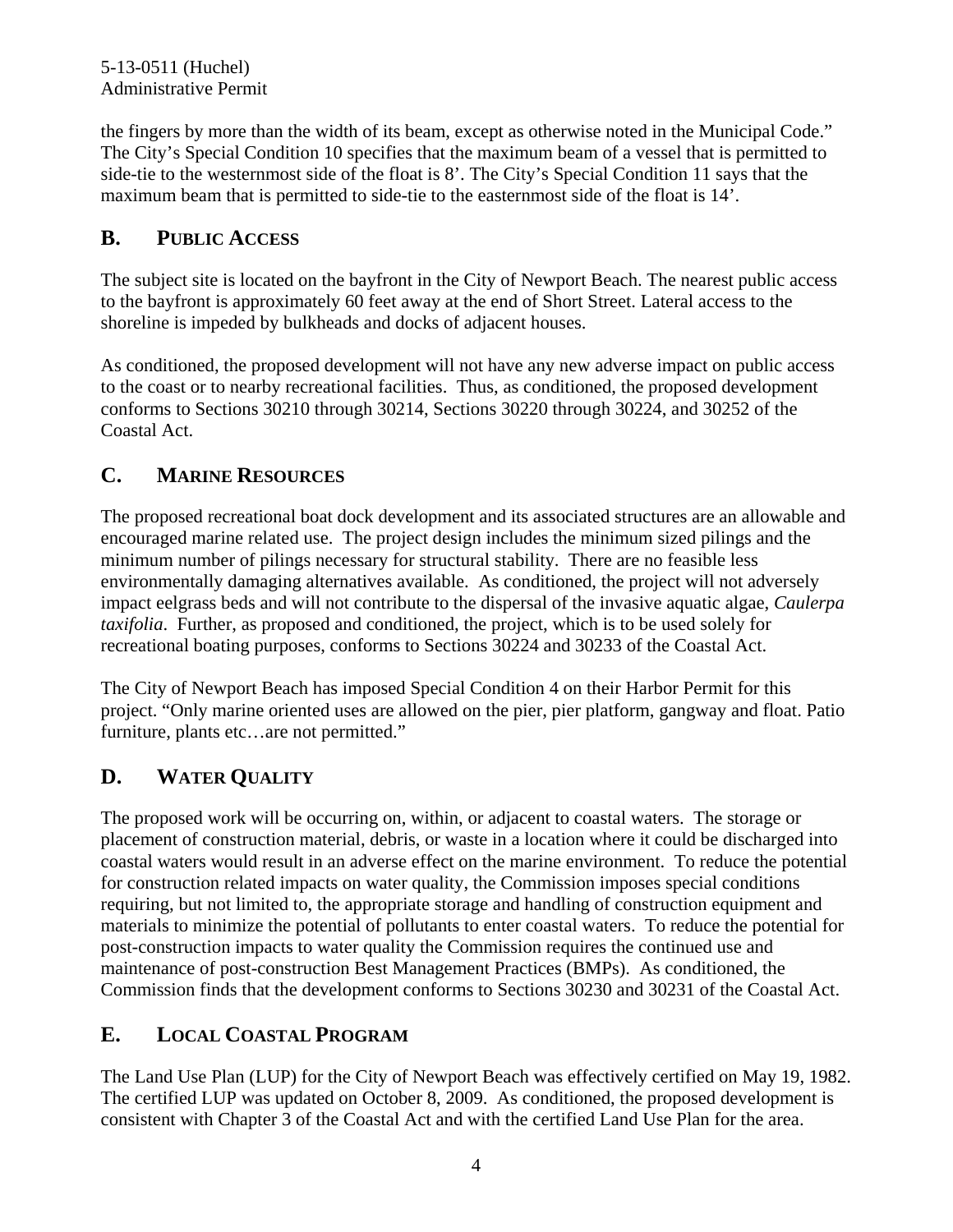the fingers by more than the width of its beam, except as otherwise noted in the Municipal Code." The City's Special Condition 10 specifies that the maximum beam of a vessel that is permitted to side-tie to the westernmost side of the float is 8'. The City's Special Condition 11 says that the maximum beam that is permitted to side-tie to the easternmost side of the float is 14'.

## B. PUBLIC ACCESS

The subject site is located on the bayfront in the City of Newport Beach. The nearest public access to the bayfront is approximately 60 feet away at the end of Short Street. Lateral access to the shoreline is impeded by bulkheads and docks of adjacent houses.

As conditioned, the proposed development will not have any new adverse impact on public access to the coast or to nearby recreational facilities. Thus, as conditioned, the proposed development conforms to Sections 30210 through 30214, Sections 30220 through 30224, and 30252 of the Coastal Act.

## C. MARINE RESOURCES

The proposed recreational boat dock development and its associated structures are an allowable and encouraged marine related use. The project design includes the minimum sized pilings and the minimum number of pilings necessary for structural stability. There are no feasible less environmentally damaging alternatives available. As conditioned, the project will not adversely impact eelgrass beds and will not contribute to the dispersal of the invasive aquatic algae, *Caulerpa taxifolia*. Further, as proposed and conditioned, the project, which is to be used solely for recreational boating purposes, conforms to Sections 30224 and 30233 of the Coastal Act.

The City of Newport Beach has imposed Special Condition 4 on their Harbor Permit for this project. "Only marine oriented uses are allowed on the pier, pier platform, gangway and float. Patio furniture, plants etc…are not permitted."

## D. WATER QUALITY

The proposed work will be occurring on, within, or adjacent to coastal waters. The storage or placement of construction material, debris, or waste in a location where it could be discharged into coastal waters would result in an adverse effect on the marine environment. To reduce the potential for construction related impacts on water quality, the Commission imposes special conditions requiring, but not limited to, the appropriate storage and handling of construction equipment and materials to minimize the potential of pollutants to enter coastal waters. To reduce the potential for post-construction impacts to water quality the Commission requires the continued use and maintenance of post-construction Best Management Practices (BMPs). As conditioned, the Commission finds that the development conforms to Sections 30230 and 30231 of the Coastal Act.

## E. LOCAL COASTAL PROGRAM

The Land Use Plan (LUP) for the City of Newport Beach was effectively certified on May 19, 1982. The certified LUP was updated on October 8, 2009. As conditioned, the proposed development is consistent with Chapter 3 of the Coastal Act and with the certified Land Use Plan for the area.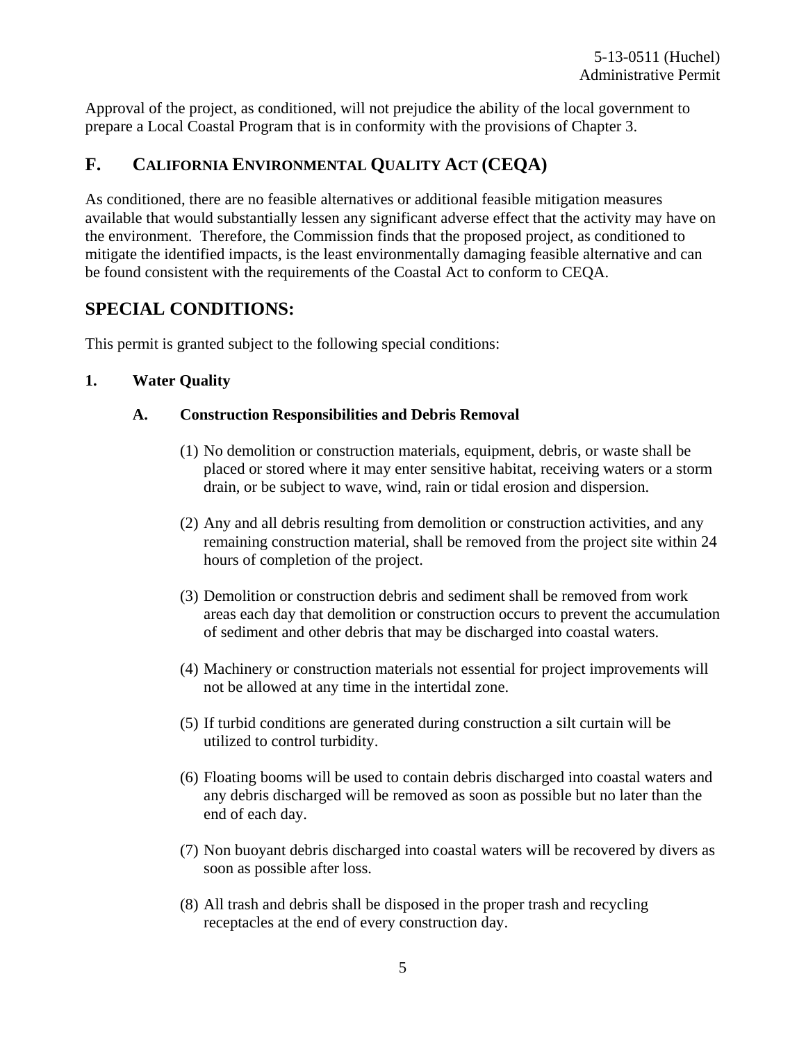Approval of the project, as conditioned, will not prejudice the ability of the local government to prepare a Local Coastal Program that is in conformity with the provisions of Chapter 3.

## F. CALIFORNIA ENVIRONMENTAL QUALITY ACT (CEQA)

As conditioned, there are no feasible alternatives or additional feasible mitigation measures available that would substantially lessen any significant adverse effect that the activity may have on the environment. Therefore, the Commission finds that the proposed project, as conditioned to mitigate the identified impacts, is the least environmentally damaging feasible alternative and can be found consistent with the requirements of the Coastal Act to conform to CEQA.

## SPECIAL CONDITIONS:

This permit is granted subject to the following special conditions:

### 1. Water Quality

#### A. Construction Responsibilities and Debris Removal

(1) No demolition or construction materials, equipment, debris, or waste shall be placed or stored where it may enter sensitive habitat, receiving waters or a storm drain, or be subject to wave, wind, rain or tidal erosion and dispersion.

(2) Any and all debris resulting from demolition or construction activities, and any remaining construction material, shall be removed from the project site within 24 hours of completion of the project.

(3) Demolition or construction debris and sediment shall be removed from work areas each day that demolition or construction occurs to prevent the accumulation of sediment and other debris that may be discharged into coastal waters.

(4) Machinery or construction materials not essential for project improvements will not be allowed at any time in the intertidal zone.

(5) If turbid conditions are generated during construction a silt curtain will be utilized to control turbidity.

(6) Floating booms will be used to contain debris discharged into coastal waters and any debris discharged will be removed as soon as possible but no later than the end of each day.

(7) Non buoyant debris discharged into coastal waters will be recovered by divers as soon as possible after loss.

(8) All trash and debris shall be disposed in the proper trash and recycling receptacles at the end of every construction day.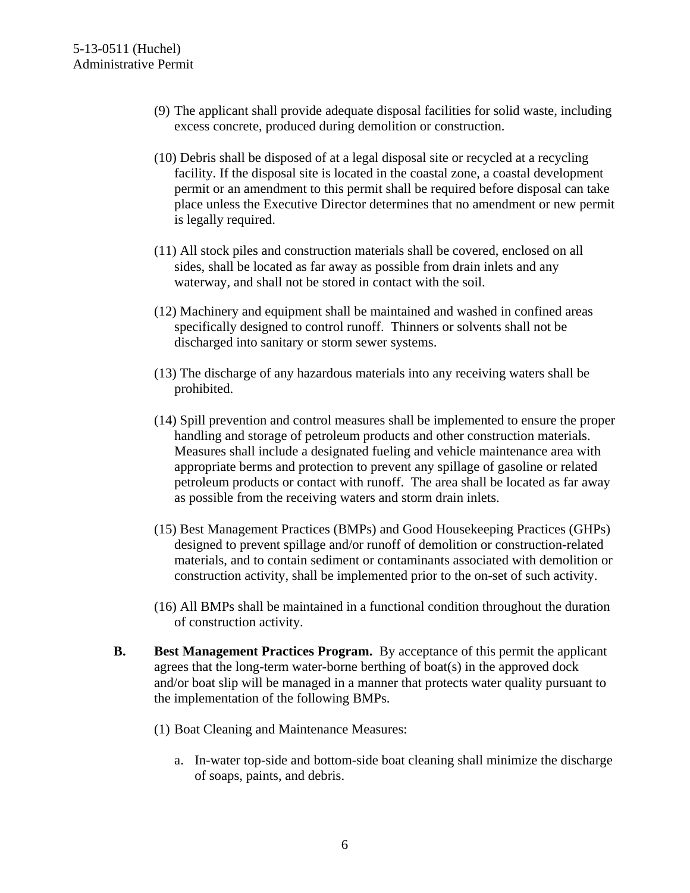(9) The applicant shall provide adequate disposal facilities for solid waste, including excess concrete, produced during demolition or construction.

(10) Debris shall be disposed of at a legal disposal site or recycled at a recycling facility. If the disposal site is located in the coastal zone, a coastal development permit or an amendment to this permit shall be required before disposal can take place unless the Executive Director determines that no amendment or new permit is legally required.

(11) All stock piles and construction materials shall be covered, enclosed on all sides, shall be located as far away as possible from drain inlets and any waterway, and shall not be stored in contact with the soil.

(12) Machinery and equipment shall be maintained and washed in confined areas specifically designed to control runoff. Thinners or solvents shall not be discharged into sanitary or storm sewer systems.

(13) The discharge of any hazardous materials into any receiving waters shall be prohibited.

(14) Spill prevention and control measures shall be implemented to ensure the proper handling and storage of petroleum products and other construction materials. Measures shall include a designated fueling and vehicle maintenance area with appropriate berms and protection to prevent any spillage of gasoline or related petroleum products or contact with runoff. The area shall be located as far away as possible from the receiving waters and storm drain inlets.

(15) Best Management Practices (BMPs) and Good Housekeeping Practices (GHPs) designed to prevent spillage and/or runoff of demolition or construction-related materials, and to contain sediment or contaminants associated with demolition or construction activity, shall be implemented prior to the on-set of such activity.

(16) All BMPs shall be maintained in a functional condition throughout the duration of construction activity.

**B. Best Management Practices Program.** By acceptance of this permit the applicant agrees that the long-term water-borne berthing of boat(s) in the approved dock and/or boat slip will be managed in a manner that protects water quality pursuant to the implementation of the following BMPs.

(1) Boat Cleaning and Maintenance Measures:

a. In-water top-side and bottom-side boat cleaning shall minimize the discharge of soaps, paints, and debris.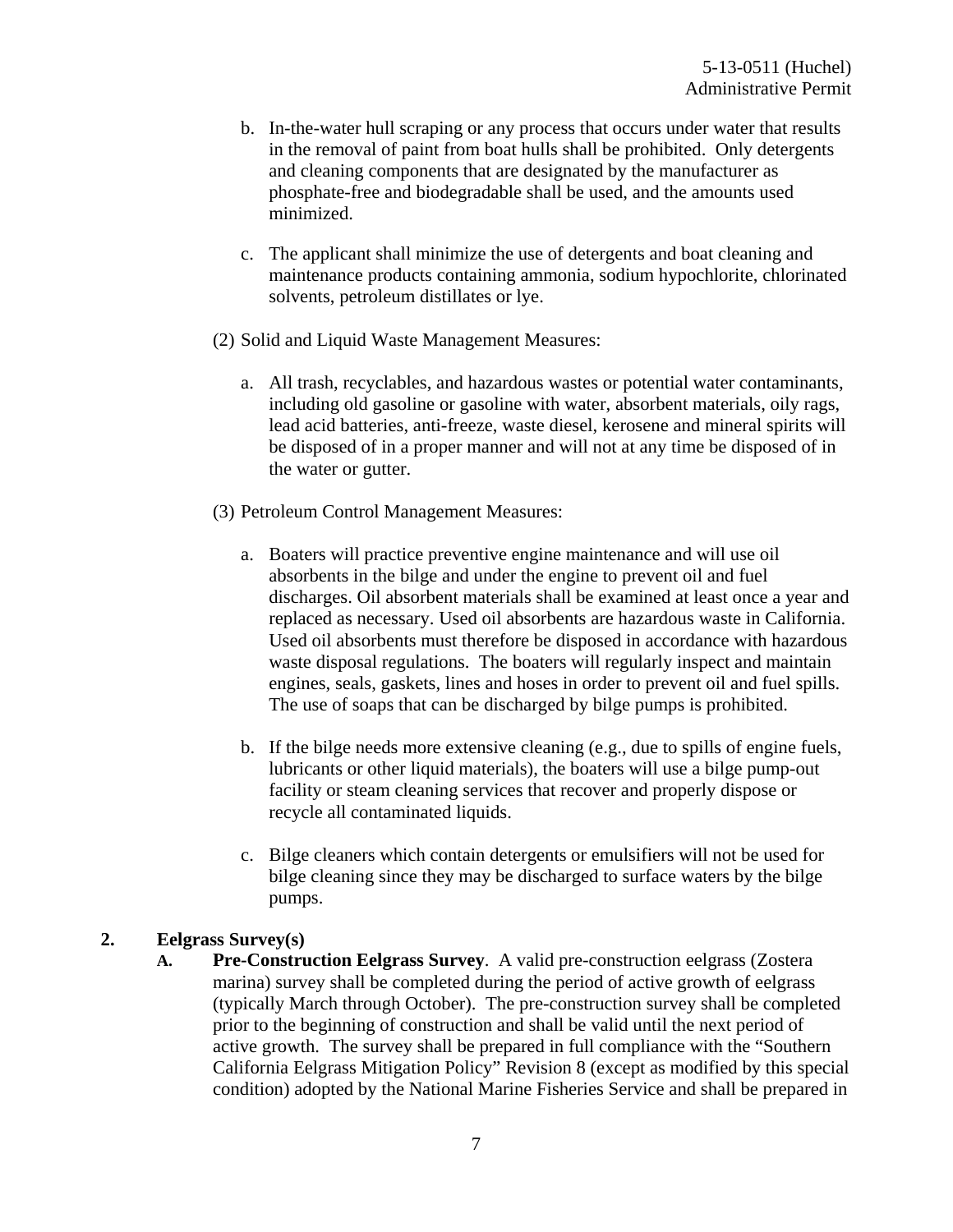b. In-the-water hull scraping or any process that occurs under water that results in the removal of paint from boat hulls shall be prohibited. Only detergents and cleaning components that are designated by the manufacturer as phosphate-free and biodegradable shall be used, and the amounts used minimized.

c. The applicant shall minimize the use of detergents and boat cleaning and maintenance products containing ammonia, sodium hypochlorite, chlorinated solvents, petroleum distillates or lye.

(2) Solid and Liquid Waste Management Measures:

a. All trash, recyclables, and hazardous wastes or potential water contaminants, including old gasoline or gasoline with water, absorbent materials, oily rags, lead acid batteries, anti-freeze, waste diesel, kerosene and mineral spirits will be disposed of in a proper manner and will not at any time be disposed of in the water or gutter.

(3) Petroleum Control Management Measures:

a. Boaters will practice preventive engine maintenance and will use oil absorbents in the bilge and under the engine to prevent oil and fuel discharges. Oil absorbent materials shall be examined at least once a year and replaced as necessary. Used oil absorbents are hazardous waste in California. Used oil absorbents must therefore be disposed in accordance with hazardous waste disposal regulations. The boaters will regularly inspect and maintain engines, seals, gaskets, lines and hoses in order to prevent oil and fuel spills. The use of soaps that can be discharged by bilge pumps is prohibited.

b. If the bilge needs more extensive cleaning (e.g., due to spills of engine fuels, lubricants or other liquid materials), the boaters will use a bilge pump-out facility or steam cleaning services that recover and properly dispose or recycle all contaminated liquids.

c. Bilge cleaners which contain detergents or emulsifiers will not be used for bilge cleaning since they may be discharged to surface waters by the bilge pumps.

**2. Eelgrass Survey(s)**

**A. Pre-Construction Eelgrass Survey**. A valid pre-construction eelgrass (Zostera marina) survey shall be completed during the period of active growth of eelgrass (typically March through October). The pre-construction survey shall be completed prior to the beginning of construction and shall be valid until the next period of active growth. The survey shall be prepared in full compliance with the "Southern California Eelgrass Mitigation Policy" Revision 8 (except as modified by this special condition) adopted by the National Marine Fisheries Service and shall be prepared in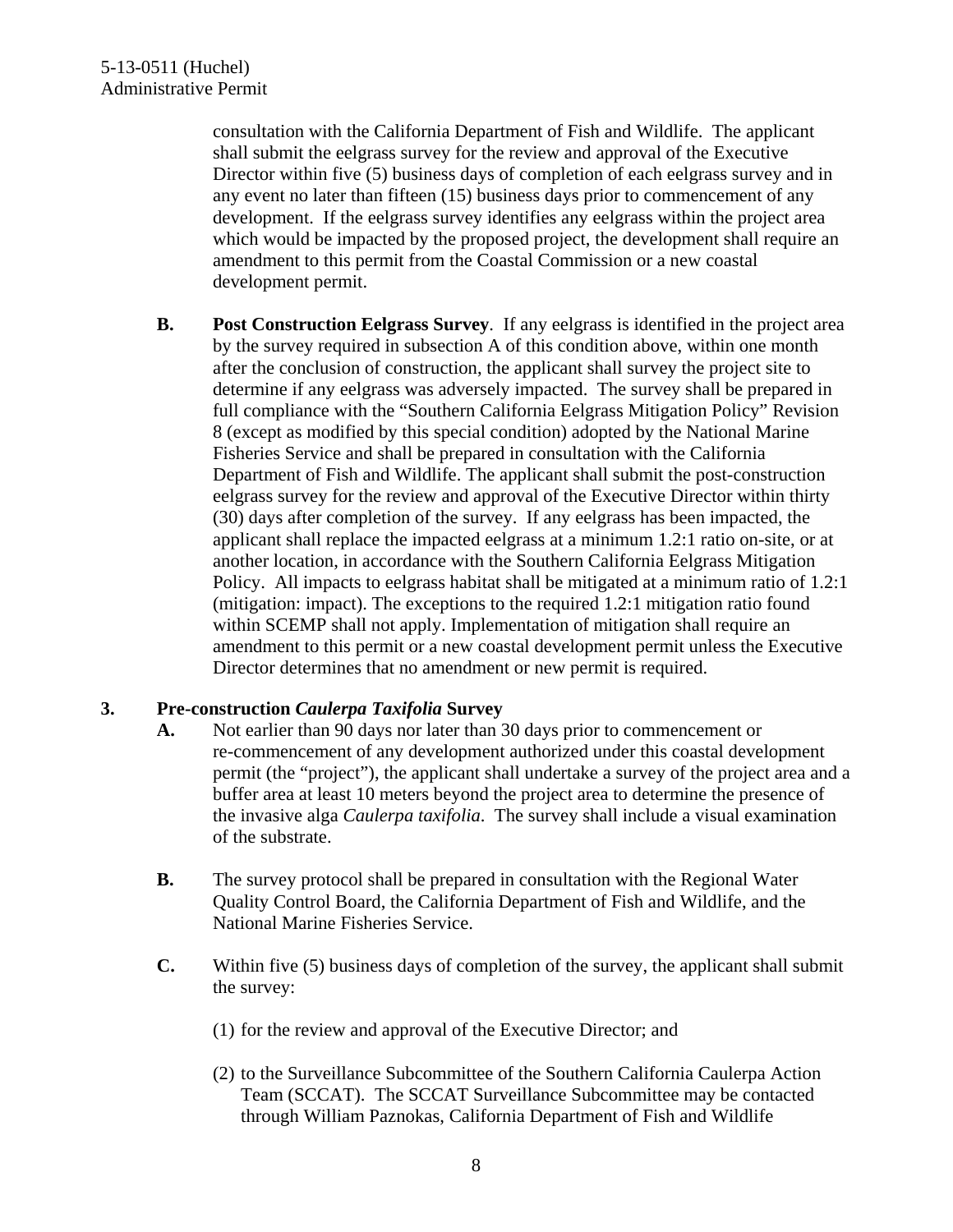consultation with the California Department of Fish and Wildlife. The applicant shall submit the eelgrass survey for the review and approval of the Executive Director within five (5) business days of completion of each eelgrass survey and in any event no later than fifteen (15) business days prior to commencement of any development. If the eelgrass survey identifies any eelgrass within the project area which would be impacted by the proposed project, the development shall require an amendment to this permit from the Coastal Commission or a new coastal development permit.

**B. Post Construction Eelgrass Survey**. If any eelgrass is identified in the project area by the survey required in subsection A of this condition above, within one month after the conclusion of construction, the applicant shall survey the project site to determine if any eelgrass was adversely impacted. The survey shall be prepared in full compliance with the "Southern California Eelgrass Mitigation Policy" Revision 8 (except as modified by this special condition) adopted by the National Marine Fisheries Service and shall be prepared in consultation with the California Department of Fish and Wildlife. The applicant shall submit the post-construction eelgrass survey for the review and approval of the Executive Director within thirty (30) days after completion of the survey. If any eelgrass has been impacted, the applicant shall replace the impacted eelgrass at a minimum 1.2:1 ratio on-site, or at another location, in accordance with the Southern California Eelgrass Mitigation Policy. All impacts to eelgrass habitat shall be mitigated at a minimum ratio of 1.2:1 (mitigation: impact). The exceptions to the required 1.2:1 mitigation ratio found within SCEMP shall not apply. Implementation of mitigation shall require an amendment to this permit or a new coastal development permit unless the Executive Director determines that no amendment or new permit is required.

**3. Pre-construction *Caulerpa Taxifolia* Survey**

**A.** Not earlier than 90 days nor later than 30 days prior to commencement or re-commencement of any development authorized under this coastal development permit (the "project"), the applicant shall undertake a survey of the project area and a buffer area at least 10 meters beyond the project area to determine the presence of the invasive alga *Caulerpa taxifolia*. The survey shall include a visual examination of the substrate.

**B.** The survey protocol shall be prepared in consultation with the Regional Water Quality Control Board, the California Department of Fish and Wildlife, and the National Marine Fisheries Service.

**C.** Within five (5) business days of completion of the survey, the applicant shall submit the survey:

(1) for the review and approval of the Executive Director; and

(2) to the Surveillance Subcommittee of the Southern California Caulerpa Action Team (SCCAT). The SCCAT Surveillance Subcommittee may be contacted through William Paznokas, California Department of Fish and Wildlife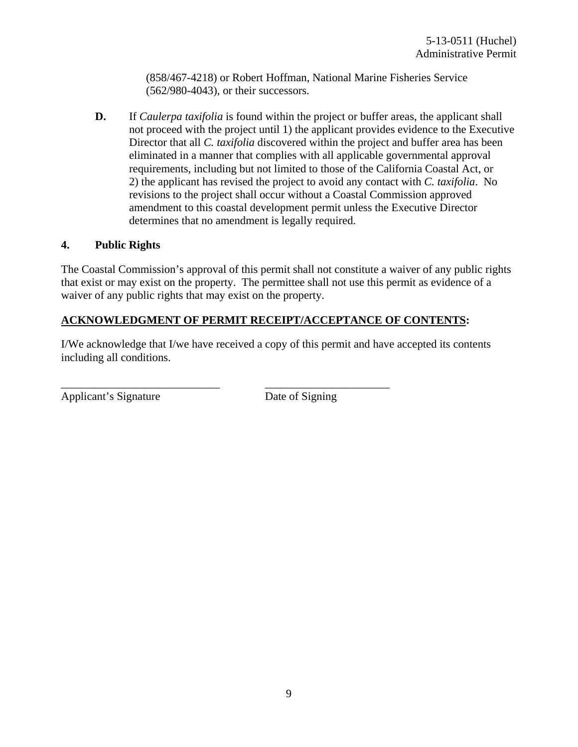(858/467-4218) or Robert Hoffman, National Marine Fisheries Service (562/980-4043), or their successors.

**D.** If *Caulerpa taxifolia* is found within the project or buffer areas, the applicant shall not proceed with the project until 1) the applicant provides evidence to the Executive Director that all *C. taxifolia* discovered within the project and buffer area has been eliminated in a manner that complies with all applicable governmental approval requirements, including but not limited to those of the California Coastal Act, or 2) the applicant has revised the project to avoid any contact with *C. taxifolia*. No revisions to the project shall occur without a Coastal Commission approved amendment to this coastal development permit unless the Executive Director determines that no amendment is legally required.

**4. Public Rights**

The Coastal Commission's approval of this permit shall not constitute a waiver of any public rights that exist or may exist on the property. The permittee shall not use this permit as evidence of a waiver of any public rights that may exist on the property.

**ACKNOWLEDGMENT OF PERMIT RECEIPT/ACCEPTANCE OF CONTENTS:**

I/We acknowledge that I/we have received a copy of this permit and have accepted its contents including all conditions.

_____________________________ ______________________

Applicant's Signature Date of Signing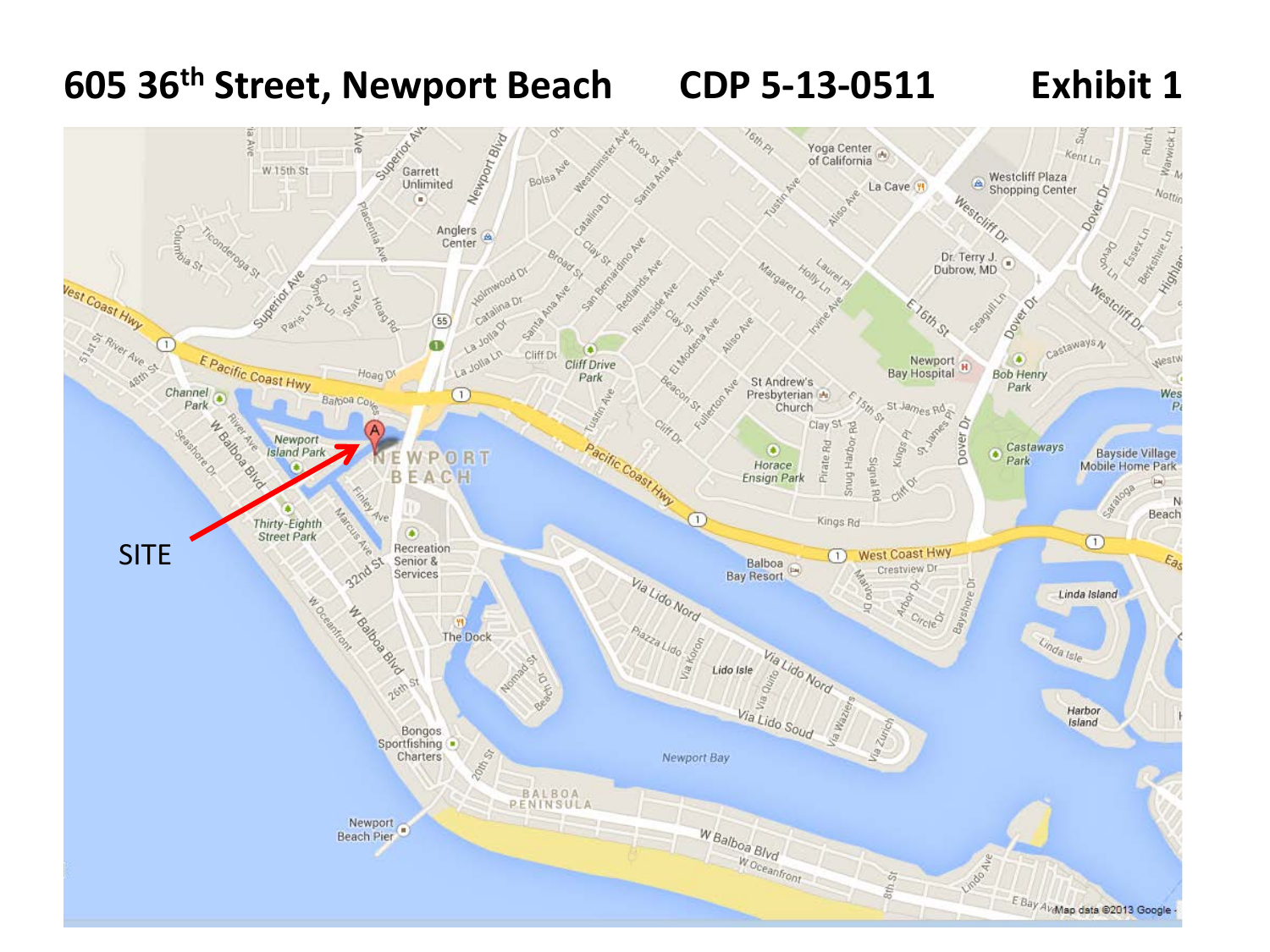# 605 36th Street, Newport Beach CDP 5-13-0511 Exhibit 1

SITE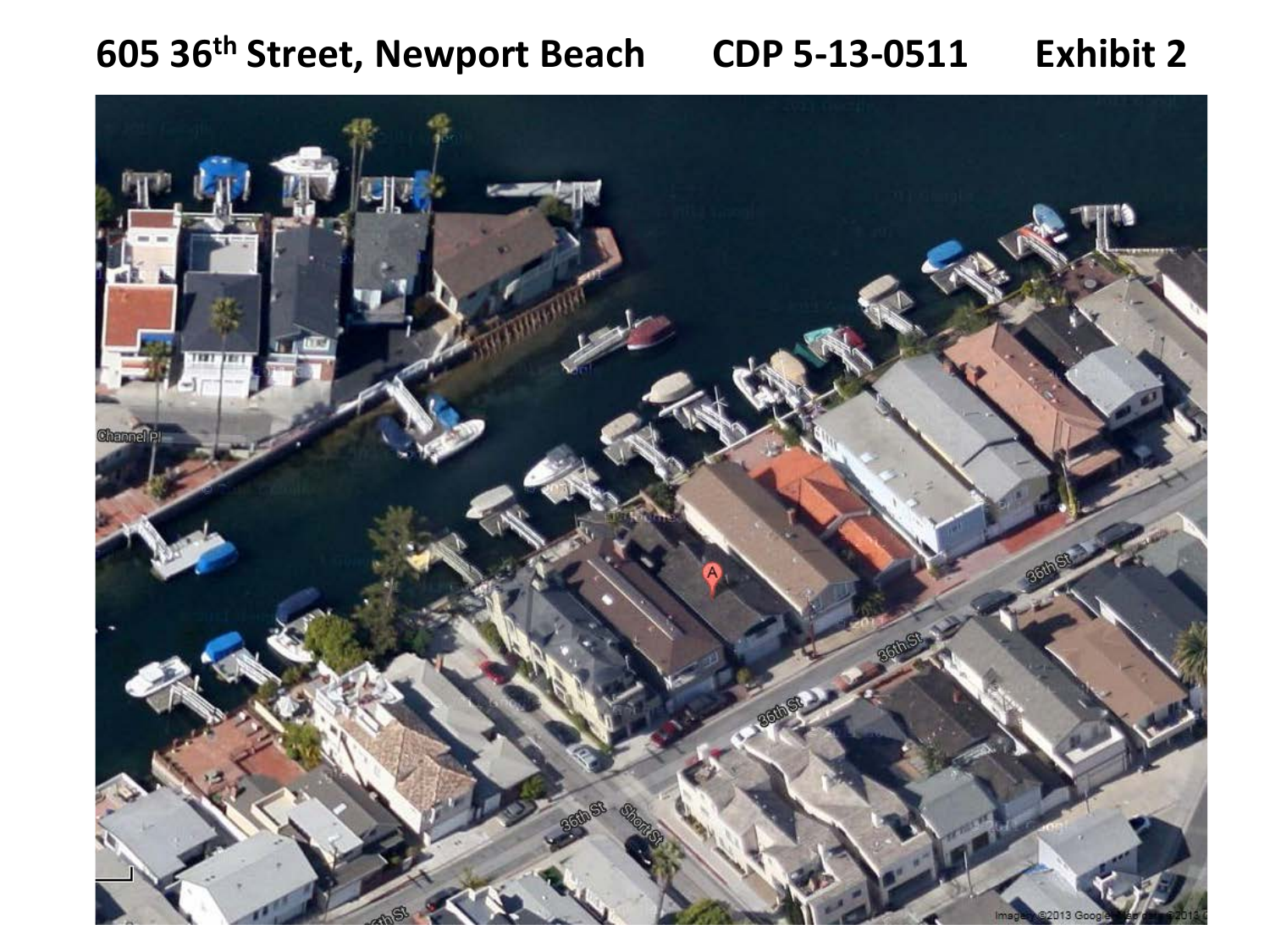**605 36th Street, Newport Beach  CDP 5-13-0511  Exhibit 2**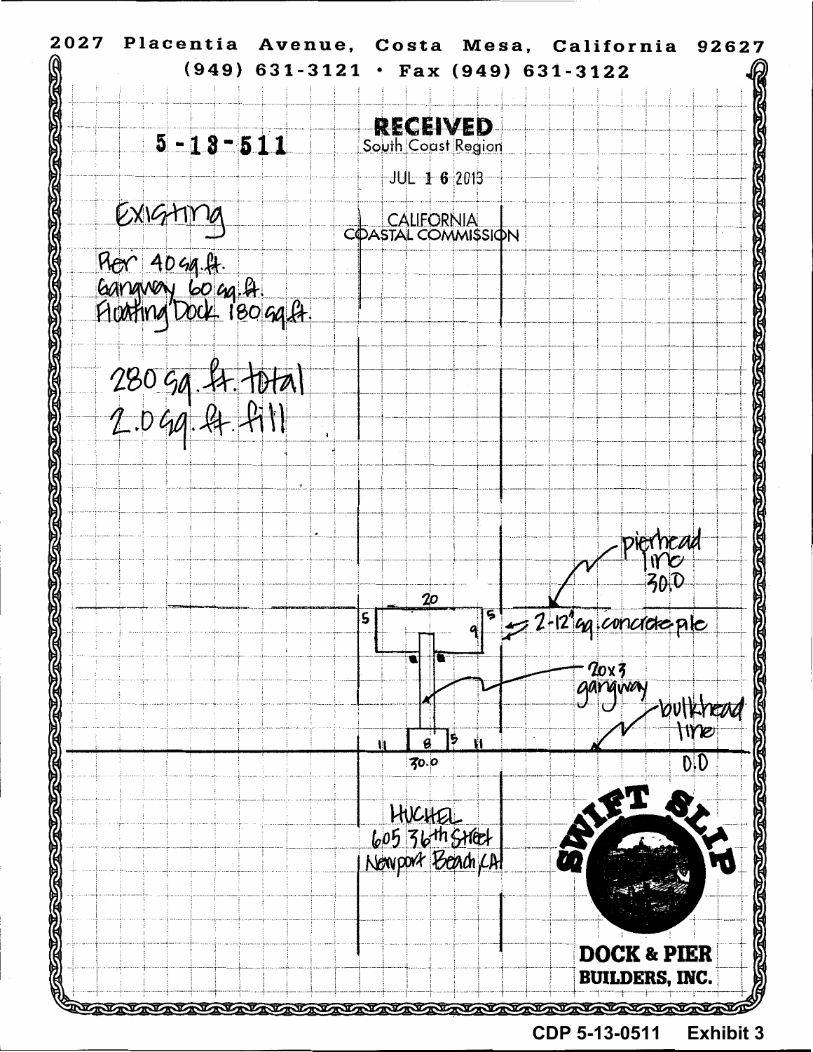2027 Placentia Avenue, Costa Mesa, California 92627
(949) 631-3121 • Fax (949) 631-3122

5-13-511

RECEIVED
South Coast Region
JUL 16 2013
CALIFORNIA
COASTAL COMMISSION

Existing

Pier 40 sq.ft.
Gangway 60 sq.ft.
Floating Dock 180 sq.ft.

280 sq.ft. total
2.0 sq.ft. fill

pierhead line
30.0

20
5
9
5
2-12" sq. concrete pile

20x3
gangway

bulkhead line
0.0

11
8
5
11
30.0

HUCHEL
605 36th Street
Newport Beach, CA

SWIFT SLIP
DOCK & PIER
BUILDERS, INC.

CDP 5-13-0511 Exhibit 3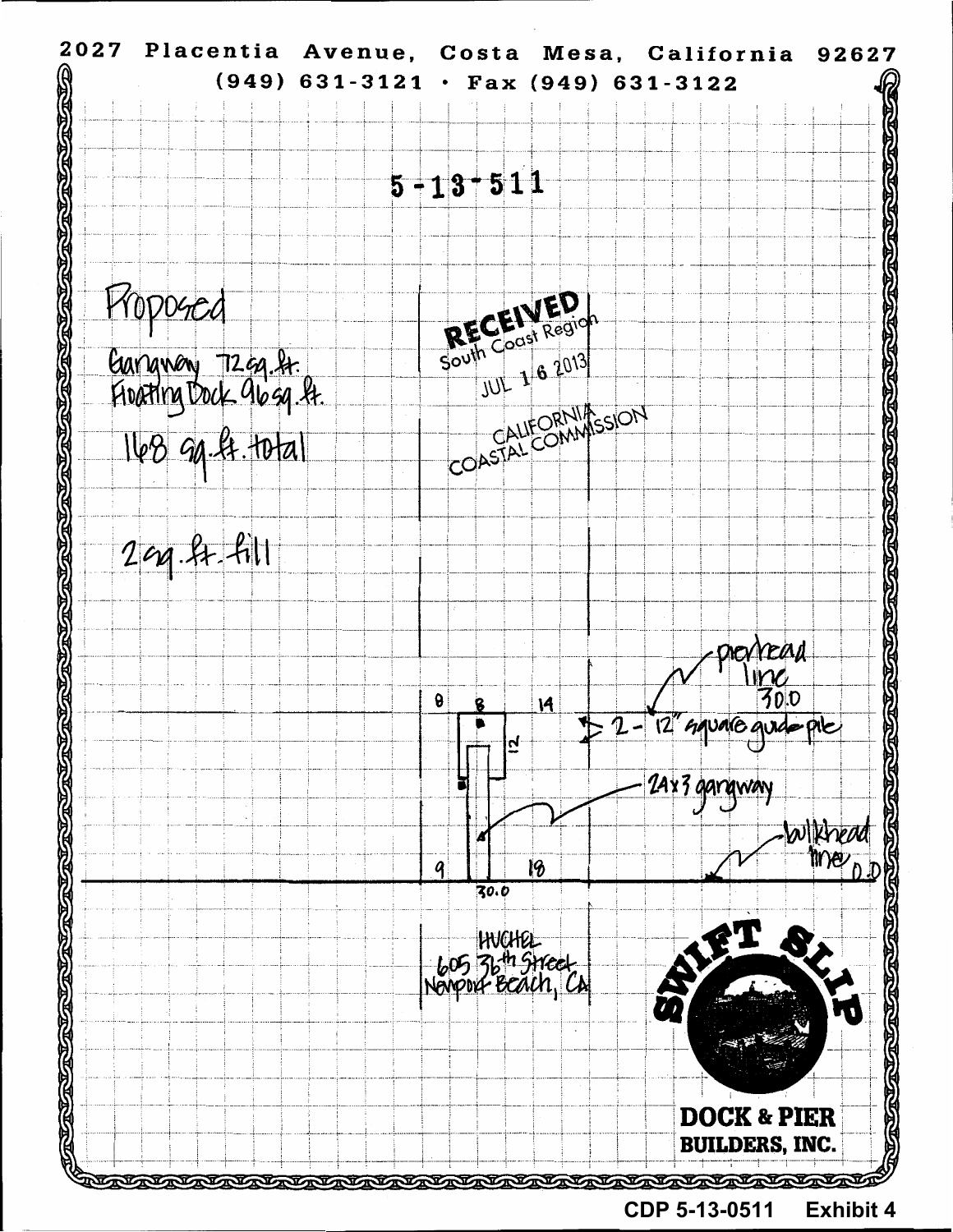2027 Placentia Avenue, Costa Mesa, California 92627

(949) 631-3121 • Fax (949) 631-3122

5-13-511

Proposed

Gangway 72 sq. ft.
Floating Dock 96 sq. ft.

168 sq. ft. total

2 sq. ft. fill

RECEIVED
South Coast Region
JUL 16 2013
CALIFORNIA
COASTAL COMMISSION

pierhead line
30.0

8
8
14
12
2 - 12" square guide pile

24x3 gangway

bulkhead line 0.0

9
18
30.0

HUCHEL
605 36th Street
Newport Beach, CA

SWIFT SLIP
DOCK & PIER
BUILDERS, INC.

CDP 5-13-0511 Exhibit 4